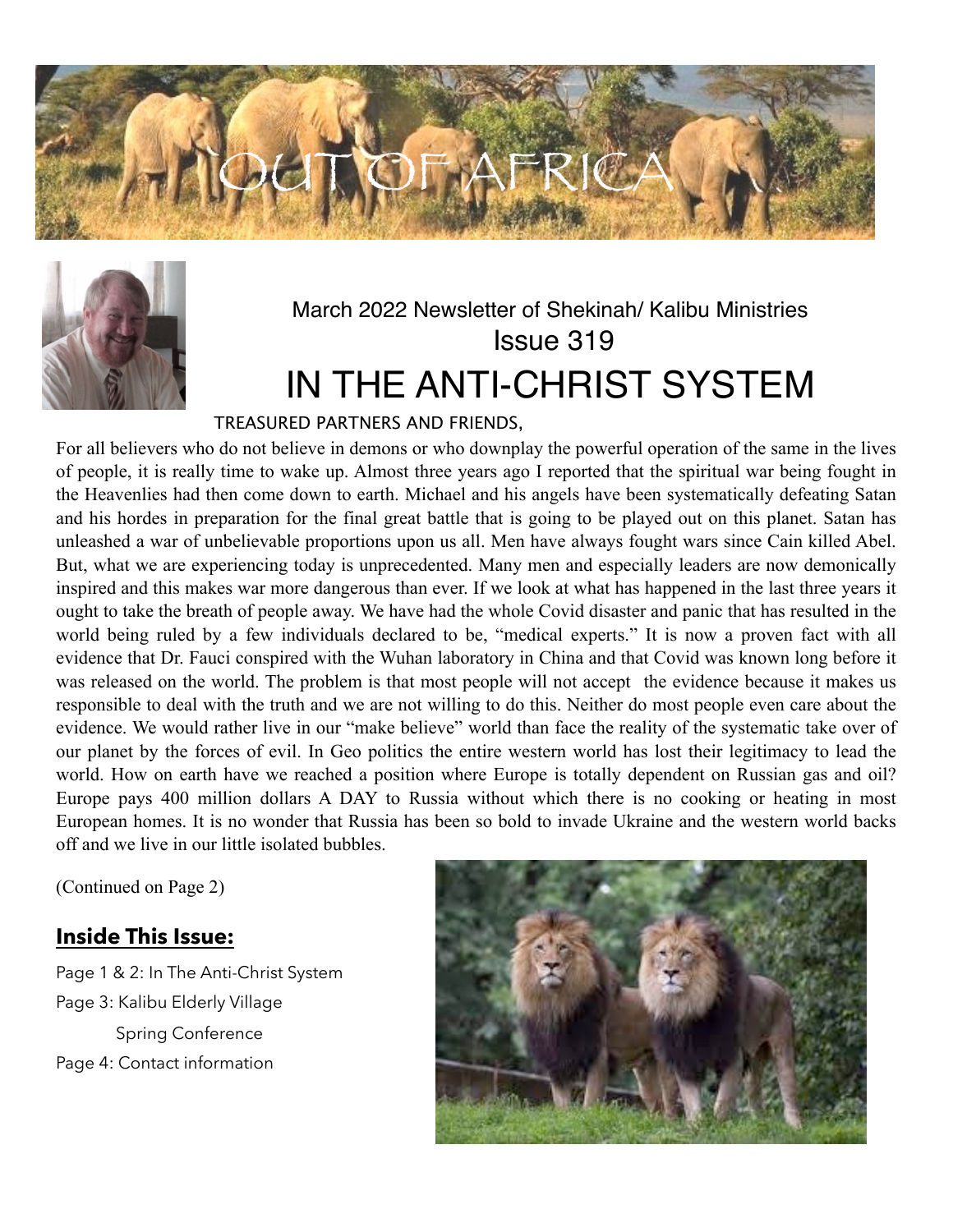# OUT OF AFRICA

March 2022 Newsletter of Shekinah/ Kalibu Ministries

Issue 319

# IN THE ANTI-CHRIST SYSTEM

TREASURED PARTNERS AND FRIENDS,

For all believers who do not believe in demons or who downplay the powerful operation of the same in the lives of people, it is really time to wake up. Almost three years ago I reported that the spiritual war being fought in the Heavenlies had then come down to earth. Michael and his angels have been systematically defeating Satan and his hordes in preparation for the final great battle that is going to be played out on this planet. Satan has unleashed a war of unbelievable proportions upon us all. Men have always fought wars since Cain killed Abel. But, what we are experiencing today is unprecedented. Many men and especially leaders are now demonically inspired and this makes war more dangerous than ever. If we look at what has happened in the last three years it ought to take the breath of people away. We have had the whole Covid disaster and panic that has resulted in the world being ruled by a few individuals declared to be, "medical experts." It is now a proven fact with all evidence that Dr. Fauci conspired with the Wuhan laboratory in China and that Covid was known long before it was released on the world. The problem is that most people will not accept the evidence because it makes us responsible to deal with the truth and we are not willing to do this. Neither do most people even care about the evidence. We would rather live in our "make believe" world than face the reality of the systematic take over of our planet by the forces of evil. In Geo politics the entire western world has lost their legitimacy to lead the world. How on earth have we reached a position where Europe is totally dependent on Russian gas and oil? Europe pays 400 million dollars A DAY to Russia without which there is no cooking or heating in most European homes. It is no wonder that Russia has been so bold to invade Ukraine and the western world backs off and we live in our little isolated bubbles.

(Continued on Page 2)

## Inside This Issue:

Page 1 & 2: In The Anti-Christ System

Page 3: Kalibu Elderly Village

Spring Conference

Page 4: Contact information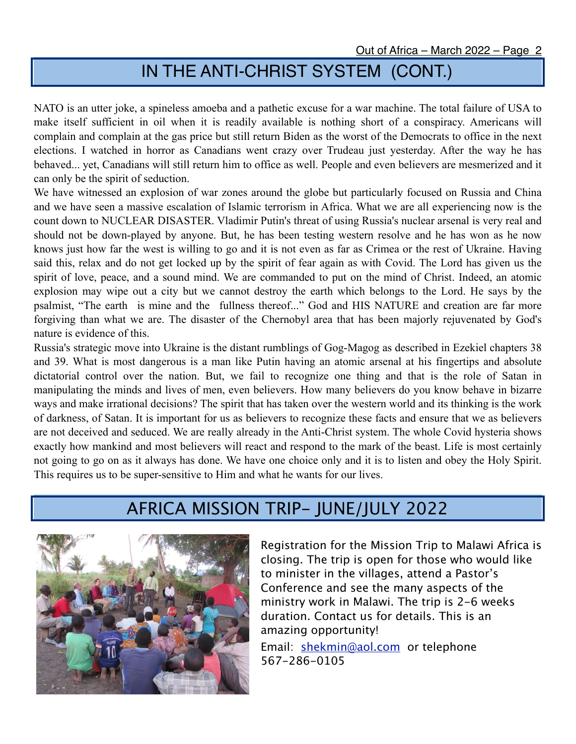## IN THE ANTI-CHRIST SYSTEM (CONT.)

NATO is an utter joke, a spineless amoeba and a pathetic excuse for a war machine. The total failure of USA to make itself sufficient in oil when it is readily available is nothing short of a conspiracy. Americans will complain and complain at the gas price but still return Biden as the worst of the Democrats to office in the next elections. I watched in horror as Canadians went crazy over Trudeau just yesterday. After the way he has behaved... yet, Canadians will still return him to office as well. People and even believers are mesmerized and it can only be the spirit of seduction.

We have witnessed an explosion of war zones around the globe but particularly focused on Russia and China and we have seen a massive escalation of Islamic terrorism in Africa. What we are all experiencing now is the count down to NUCLEAR DISASTER. Vladimir Putin's threat of using Russia's nuclear arsenal is very real and should not be down-played by anyone. But, he has been testing western resolve and he has won as he now knows just how far the west is willing to go and it is not even as far as Crimea or the rest of Ukraine. Having said this, relax and do not get locked up by the spirit of fear again as with Covid. The Lord has given us the spirit of love, peace, and a sound mind. We are commanded to put on the mind of Christ. Indeed, an atomic explosion may wipe out a city but we cannot destroy the earth which belongs to the Lord. He says by the psalmist, "The earth is mine and the fullness thereof..." God and HIS NATURE and creation are far more forgiving than what we are. The disaster of the Chernobyl area that has been majorly rejuvenated by God's nature is evidence of this.

Russia's strategic move into Ukraine is the distant rumblings of Gog-Magog as described in Ezekiel chapters 38 and 39. What is most dangerous is a man like Putin having an atomic arsenal at his fingertips and absolute dictatorial control over the nation. But, we fail to recognize one thing and that is the role of Satan in manipulating the minds and lives of men, even believers. How many believers do you know behave in bizarre ways and make irrational decisions? The spirit that has taken over the western world and its thinking is the work of darkness, of Satan. It is important for us as believers to recognize these facts and ensure that we as believers are not deceived and seduced. We are really already in the Anti-Christ system. The whole Covid hysteria shows exactly how mankind and most believers will react and respond to the mark of the beast. Life is most certainly not going to go on as it always has done. We have one choice only and it is to listen and obey the Holy Spirit. This requires us to be super-sensitive to Him and what he wants for our lives.

## AFRICA MISSION TRIP- JUNE/JULY 2022

Registration for the Mission Trip to Malawi Africa is closing. The trip is open for those who would like to minister in the villages, attend a Pastor's Conference and see the many aspects of the ministry work in Malawi. The trip is 2-6 weeks duration. Contact us for details. This is an amazing opportunity!

Email: shekmin@aol.com or telephone 567-286-0105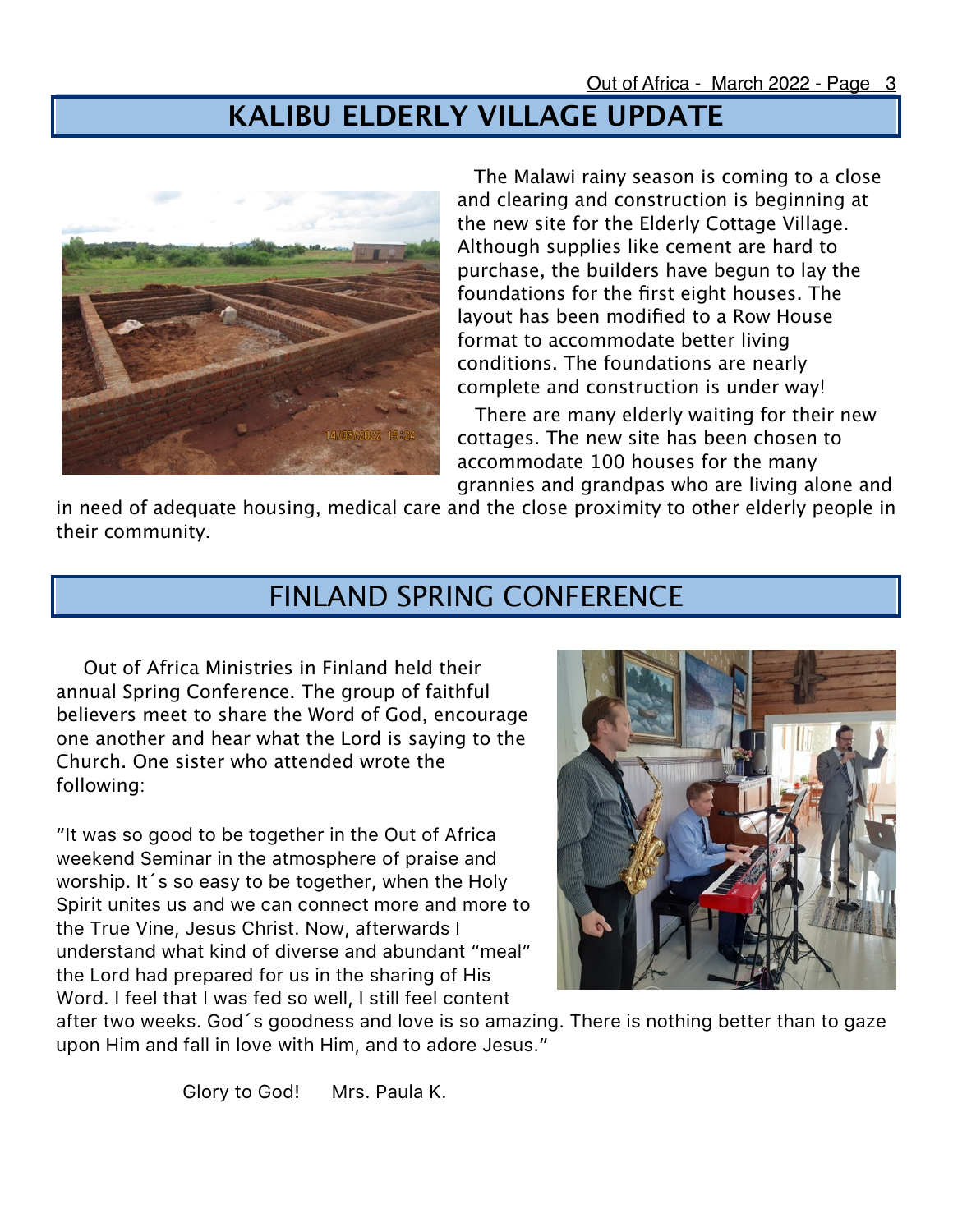# KALIBU ELDERLY VILLAGE UPDATE

The Malawi rainy season is coming to a close and clearing and construction is beginning at the new site for the Elderly Cottage Village. Although supplies like cement are hard to purchase, the builders have begun to lay the foundations for the first eight houses. The layout has been modified to a Row House format to accommodate better living conditions. The foundations are nearly complete and construction is under way!

There are many elderly waiting for their new cottages. The new site has been chosen to accommodate 100 houses for the many grannies and grandpas who are living alone and in need of adequate housing, medical care and the close proximity to other elderly people in their community.

# FINLAND SPRING CONFERENCE

Out of Africa Ministries in Finland held their annual Spring Conference. The group of faithful believers meet to share the Word of God, encourage one another and hear what the Lord is saying to the Church. One sister who attended wrote the following:

"It was so good to be together in the Out of Africa weekend Seminar in the atmosphere of praise and worship. It´s so easy to be together, when the Holy Spirit unites us and we can connect more and more to the True Vine, Jesus Christ. Now, afterwards I understand what kind of diverse and abundant "meal" the Lord had prepared for us in the sharing of His Word. I feel that I was fed so well, I still feel content after two weeks. God´s goodness and love is so amazing. There is nothing better than to gaze upon Him and fall in love with Him, and to adore Jesus."

Glory to God! Mrs. Paula K.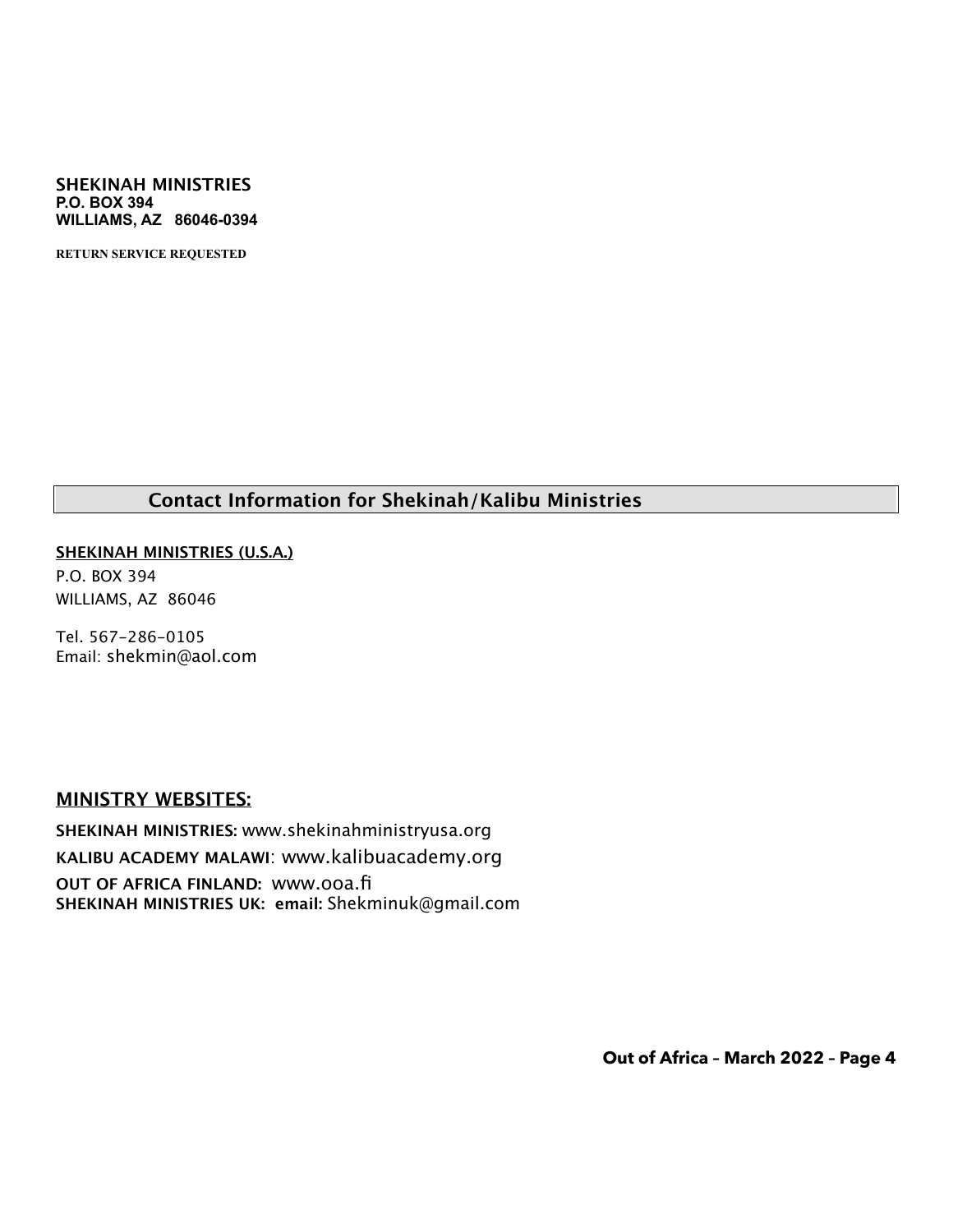SHEKINAH MINISTRIES
**P.O. BOX 394**
**WILLIAMS, AZ 86046-0394**

**RETURN SERVICE REQUESTED**

## Contact Information for Shekinah/Kalibu Ministries

**SHEKINAH MINISTRIES (U.S.A.)**

P.O. BOX 394
WILLIAMS, AZ 86046

Tel. 567-286-0105
Email: shekmin@aol.com

## MINISTRY WEBSITES:

**SHEKINAH MINISTRIES:** www.shekinahministryusa.org
**KALIBU ACADEMY MALAWI**: www.kalibuacademy.org
**OUT OF AFRICA FINLAND:** www.ooa.fi
**SHEKINAH MINISTRIES UK: email:** Shekminuk@gmail.com